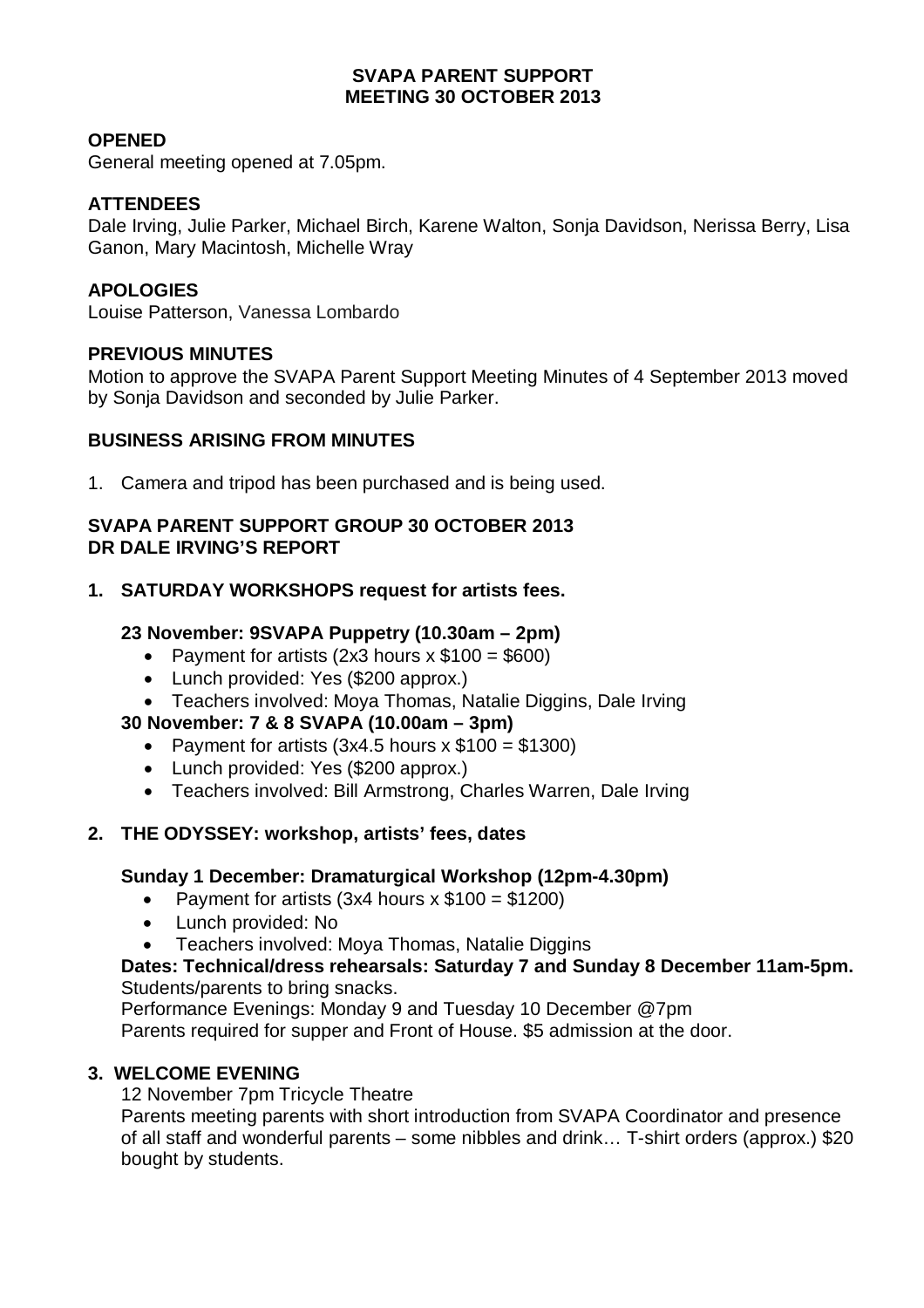# SVAPA PARENT SUPPORT
# MEETING 30 OCTOBER 2013

## OPENED

General meeting opened at 7.05pm.

## ATTENDEES

Dale Irving, Julie Parker, Michael Birch, Karene Walton, Sonja Davidson, Nerissa Berry, Lisa Ganon, Mary Macintosh, Michelle Wray

## APOLOGIES

Louise Patterson, Vanessa Lombardo

## PREVIOUS MINUTES

Motion to approve the SVAPA Parent Support Meeting Minutes of 4 September 2013 moved by Sonja Davidson and seconded by Julie Parker.

## BUSINESS ARISING FROM MINUTES

1. Camera and tripod has been purchased and is being used.

## SVAPA PARENT SUPPORT GROUP 30 OCTOBER 2013
## DR DALE IRVING'S REPORT

### 1. SATURDAY WORKSHOPS request for artists fees.

**23 November: 9SVAPA Puppetry (10.30am – 2pm)**

- Payment for artists (2x3 hours x $100 = $600)
- Lunch provided: Yes ($200 approx.)
- Teachers involved: Moya Thomas, Natalie Diggins, Dale Irving

**30 November: 7 & 8 SVAPA (10.00am – 3pm)**

- Payment for artists (3x4.5 hours x $100 = $1300)
- Lunch provided: Yes ($200 approx.)
- Teachers involved: Bill Armstrong, Charles Warren, Dale Irving

### 2. THE ODYSSEY: workshop, artists' fees, dates

**Sunday 1 December: Dramaturgical Workshop (12pm-4.30pm)**

- Payment for artists (3x4 hours x $100 = $1200)
- Lunch provided: No
- Teachers involved: Moya Thomas, Natalie Diggins

**Dates: Technical/dress rehearsals: Saturday 7 and Sunday 8 December 11am-5pm.**
Students/parents to bring snacks.
Performance Evenings: Monday 9 and Tuesday 10 December @7pm
Parents required for supper and Front of House. $5 admission at the door.

### 3. WELCOME EVENING

12 November 7pm Tricycle Theatre
Parents meeting parents with short introduction from SVAPA Coordinator and presence of all staff and wonderful parents – some nibbles and drink… T-shirt orders (approx.) $20 bought by students.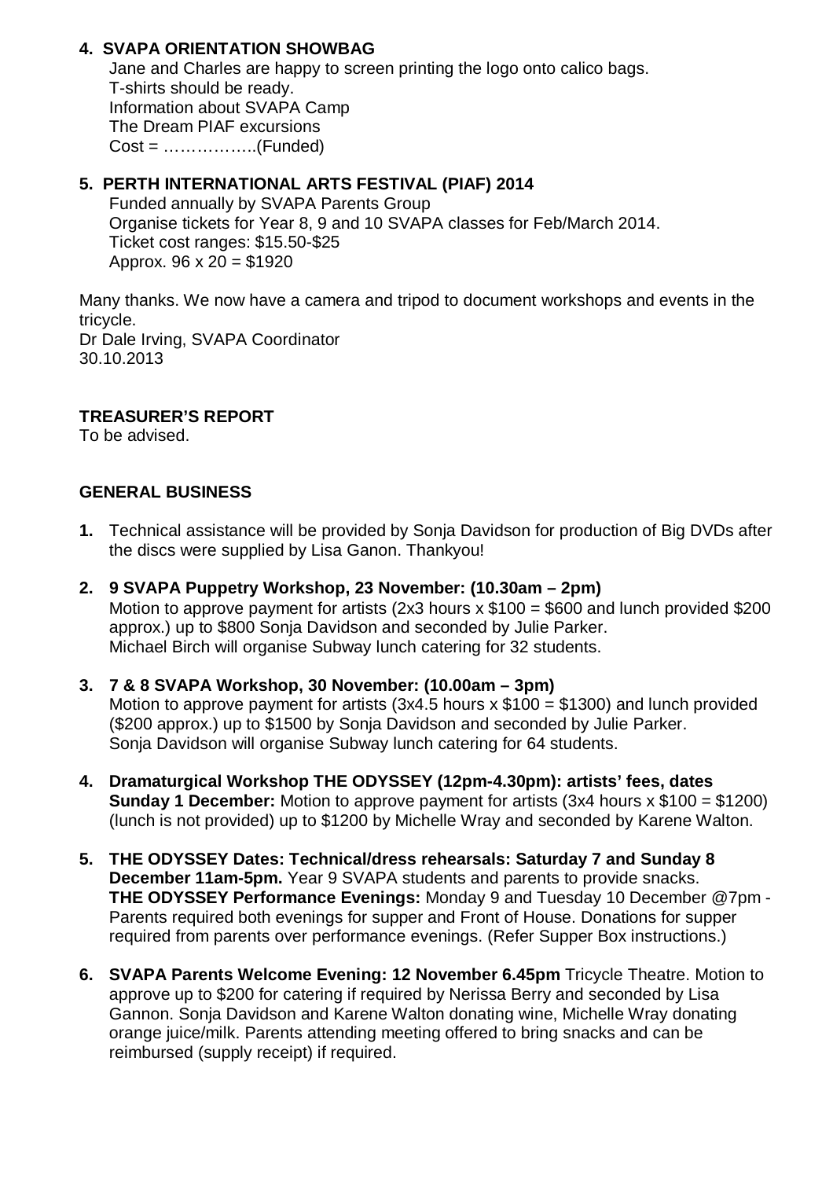**4. SVAPA ORIENTATION SHOWBAG**

Jane and Charles are happy to screen printing the logo onto calico bags.
T-shirts should be ready.
Information about SVAPA Camp
The Dream PIAF excursions
Cost = ……………..(Funded)

**5. PERTH INTERNATIONAL ARTS FESTIVAL (PIAF) 2014**

Funded annually by SVAPA Parents Group
Organise tickets for Year 8, 9 and 10 SVAPA classes for Feb/March 2014.
Ticket cost ranges: $15.50-$25
Approx. 96 x 20 = $1920

Many thanks. We now have a camera and tripod to document workshops and events in the tricycle.
Dr Dale Irving, SVAPA Coordinator
30.10.2013

**TREASURER'S REPORT**

To be advised.

**GENERAL BUSINESS**

1. Technical assistance will be provided by Sonja Davidson for production of Big DVDs after the discs were supplied by Lisa Ganon. Thankyou!

2. **9 SVAPA Puppetry Workshop, 23 November: (10.30am – 2pm)**
   Motion to approve payment for artists (2x3 hours x $100 = $600 and lunch provided $200 approx.) up to $800 Sonja Davidson and seconded by Julie Parker.
   Michael Birch will organise Subway lunch catering for 32 students.

3. **7 & 8 SVAPA Workshop, 30 November: (10.00am – 3pm)**
   Motion to approve payment for artists (3x4.5 hours x $100 = $1300) and lunch provided ($200 approx.) up to $1500 by Sonja Davidson and seconded by Julie Parker.
   Sonja Davidson will organise Subway lunch catering for 64 students.

4. **Dramaturgical Workshop THE ODYSSEY (12pm-4.30pm): artists' fees, dates Sunday 1 December:** Motion to approve payment for artists (3x4 hours x $100 = $1200) (lunch is not provided) up to $1200 by Michelle Wray and seconded by Karene Walton.

5. **THE ODYSSEY Dates: Technical/dress rehearsals: Saturday 7 and Sunday 8 December 11am-5pm.** Year 9 SVAPA students and parents to provide snacks.
   **THE ODYSSEY Performance Evenings:** Monday 9 and Tuesday 10 December @7pm - Parents required both evenings for supper and Front of House. Donations for supper required from parents over performance evenings. (Refer Supper Box instructions.)

6. **SVAPA Parents Welcome Evening: 12 November 6.45pm** Tricycle Theatre. Motion to approve up to $200 for catering if required by Nerissa Berry and seconded by Lisa Gannon. Sonja Davidson and Karene Walton donating wine, Michelle Wray donating orange juice/milk. Parents attending meeting offered to bring snacks and can be reimbursed (supply receipt) if required.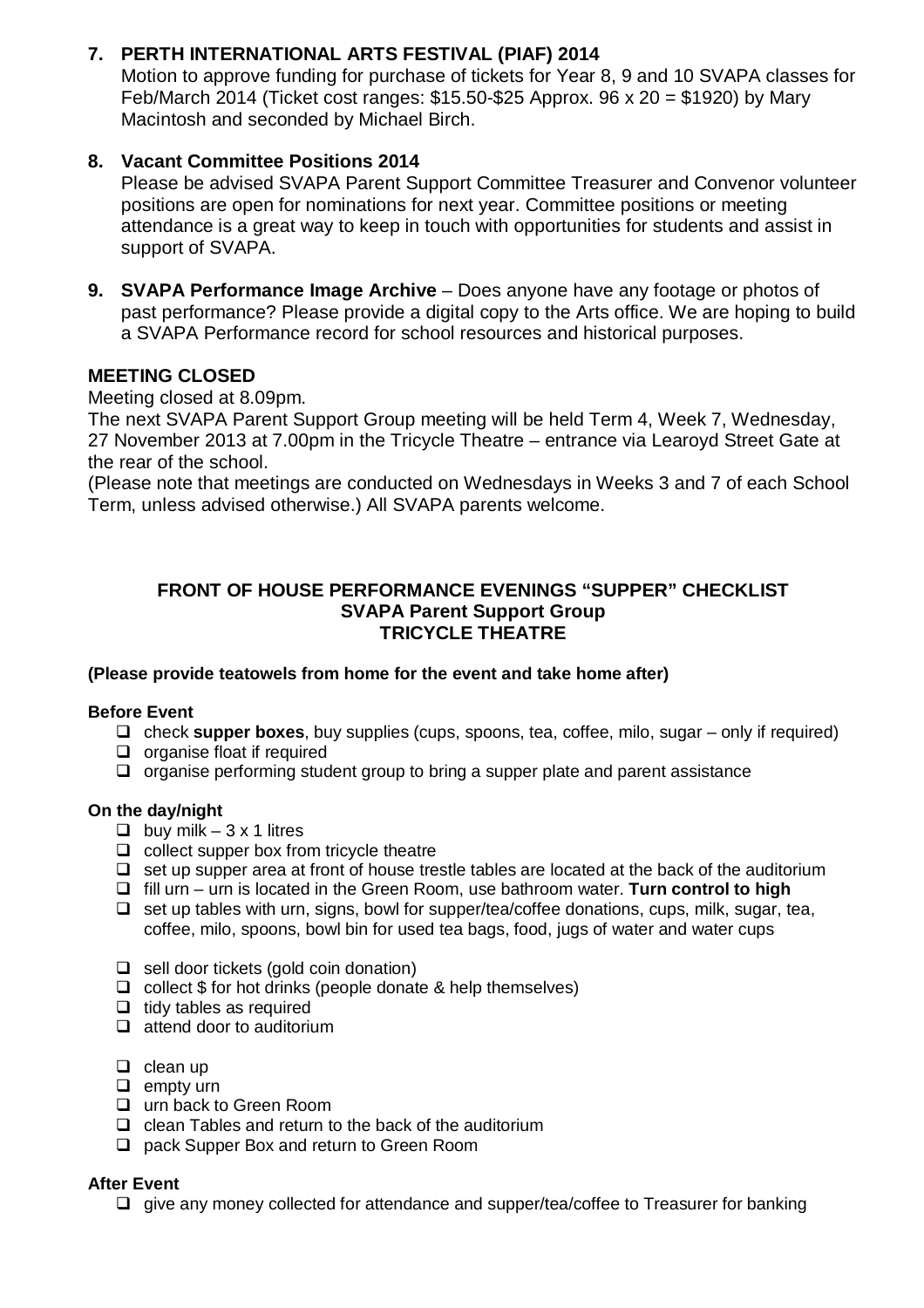**7. PERTH INTERNATIONAL ARTS FESTIVAL (PIAF) 2014**

Motion to approve funding for purchase of tickets for Year 8, 9 and 10 SVAPA classes for Feb/March 2014 (Ticket cost ranges: $15.50-$25 Approx. 96 x 20 = $1920) by Mary Macintosh and seconded by Michael Birch.

**8. Vacant Committee Positions 2014**

Please be advised SVAPA Parent Support Committee Treasurer and Convenor volunteer positions are open for nominations for next year. Committee positions or meeting attendance is a great way to keep in touch with opportunities for students and assist in support of SVAPA.

**9. SVAPA Performance Image Archive** – Does anyone have any footage or photos of past performance? Please provide a digital copy to the Arts office. We are hoping to build a SVAPA Performance record for school resources and historical purposes.

## MEETING CLOSED

Meeting closed at 8.09pm.

The next SVAPA Parent Support Group meeting will be held Term 4, Week 7, Wednesday, 27 November 2013 at 7.00pm in the Tricycle Theatre – entrance via Learoyd Street Gate at the rear of the school.

(Please note that meetings are conducted on Wednesdays in Weeks 3 and 7 of each School Term, unless advised otherwise.) All SVAPA parents welcome.

## FRONT OF HOUSE PERFORMANCE EVENINGS "SUPPER" CHECKLIST
## SVAPA Parent Support Group
## TRICYCLE THEATRE

**(Please provide teatowels from home for the event and take home after)**

**Before Event**

- ❑ check **supper boxes**, buy supplies (cups, spoons, tea, coffee, milo, sugar – only if required)
- ❑ organise float if required
- ❑ organise performing student group to bring a supper plate and parent assistance

**On the day/night**

- ❑ buy milk – 3 x 1 litres
- ❑ collect supper box from tricycle theatre
- ❑ set up supper area at front of house trestle tables are located at the back of the auditorium
- ❑ fill urn – urn is located in the Green Room, use bathroom water. **Turn control to high**
- ❑ set up tables with urn, signs, bowl for supper/tea/coffee donations, cups, milk, sugar, tea, coffee, milo, spoons, bowl bin for used tea bags, food, jugs of water and water cups

- ❑ sell door tickets (gold coin donation)
- ❑ collect $ for hot drinks (people donate & help themselves)
- ❑ tidy tables as required
- ❑ attend door to auditorium

- ❑ clean up
- ❑ empty urn
- ❑ urn back to Green Room
- ❑ clean Tables and return to the back of the auditorium
- ❑ pack Supper Box and return to Green Room

**After Event**

- ❑ give any money collected for attendance and supper/tea/coffee to Treasurer for banking